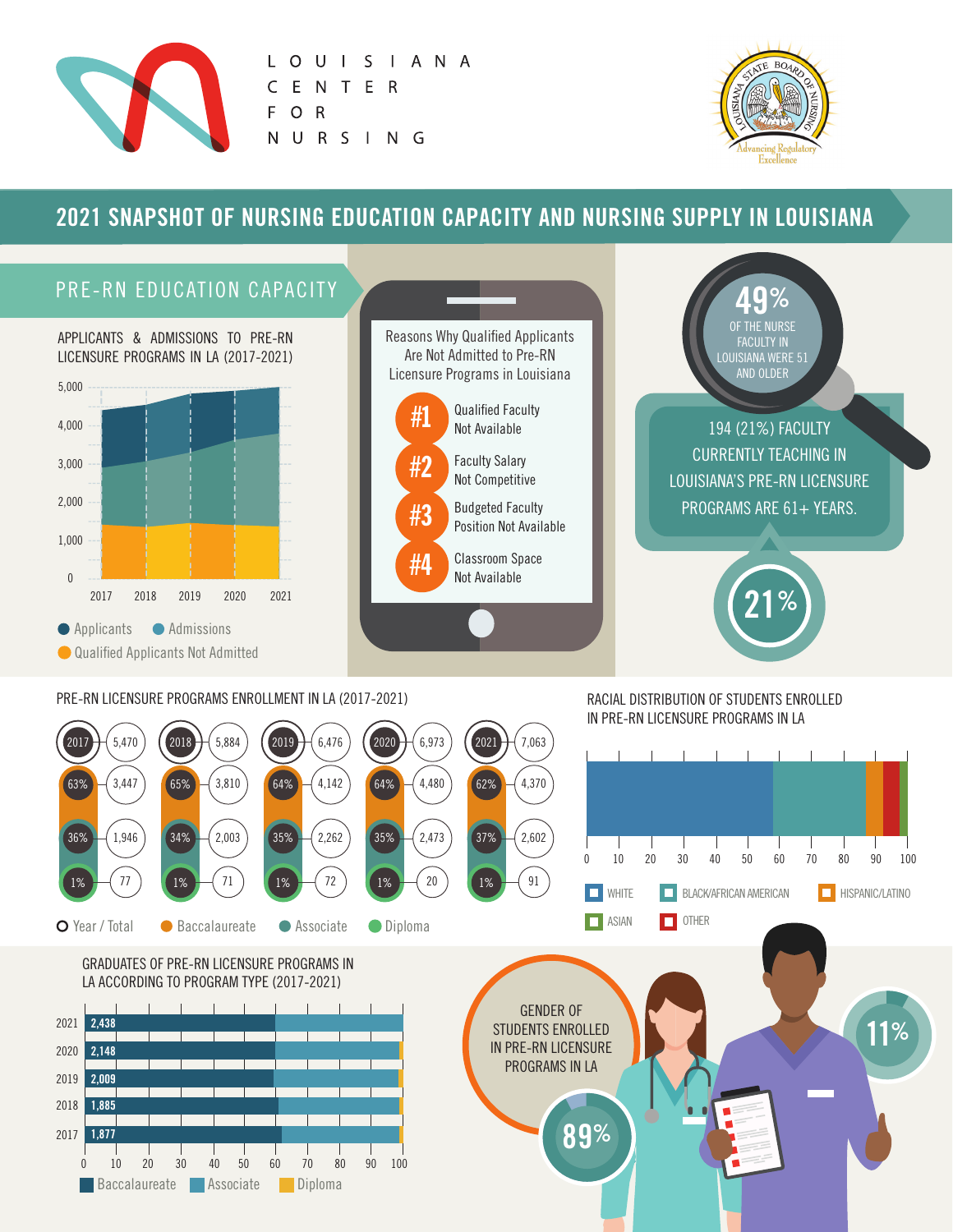LOUISIANA CENTER FOR NURSING

Louisiana State Board of Nursing — Advancing Regulatory Excellence

# 2021 SNAPSHOT OF NURSING EDUCATION CAPACITY AND NURSING SUPPLY IN LOUISIANA

## PRE-RN EDUCATION CAPACITY

### APPLICANTS & ADMISSIONS TO PRE-RN LICENSURE PROGRAMS IN LA (2017-2021)

Applicants · Admissions · Qualified Applicants Not Admitted

### Reasons Why Qualified Applicants Are Not Admitted to Pre-RN Licensure Programs in Louisiana

- **#1** Qualified Faculty Not Available
- **#2** Faculty Salary Not Competitive
- **#3** Budgeted Faculty Position Not Available
- **#4** Classroom Space Not Available

**49%** OF THE NURSE FACULTY IN LOUISIANA WERE 51 AND OLDER

194 (21%) FACULTY CURRENTLY TEACHING IN LOUISIANA'S PRE-RN LICENSURE PROGRAMS ARE 61+ YEARS.

**21%**

### PRE-RN LICENSURE PROGRAMS ENROLLMENT IN LA (2017-2021)

| Year | Total | Baccalaureate | Associate | Diploma |
|---|---|---|---|---|
| 2017 | 5,470 | 63% (3,447) | 36% (1,946) | 1% (77) |
| 2018 | 5,884 | 65% (3,810) | 34% (2,003) | 1% (71) |
| 2019 | 6,476 | 64% (4,142) | 35% (2,262) | 1% (72) |
| 2020 | 6,973 | 64% (4,480) | 35% (2,473) | 1% (20) |
| 2021 | 7,063 | 62% (4,370) | 37% (2,602) | 1% (91) |

### RACIAL DISTRIBUTION OF STUDENTS ENROLLED IN PRE-RN LICENSURE PROGRAMS IN LA

WHITE · BLACK/AFRICAN AMERICAN · HISPANIC/LATINO · ASIAN · OTHER

### GRADUATES OF PRE-RN LICENSURE PROGRAMS IN LA ACCORDING TO PROGRAM TYPE (2017-2021)

| Year | Baccalaureate graduates |
|---|---|
| 2021 | 2,438 |
| 2020 | 2,148 |
| 2019 | 2,009 |
| 2018 | 1,885 |
| 2017 | 1,877 |

Baccalaureate · Associate · Diploma

### GENDER OF STUDENTS ENROLLED IN PRE-RN LICENSURE PROGRAMS IN LA

89% · 11%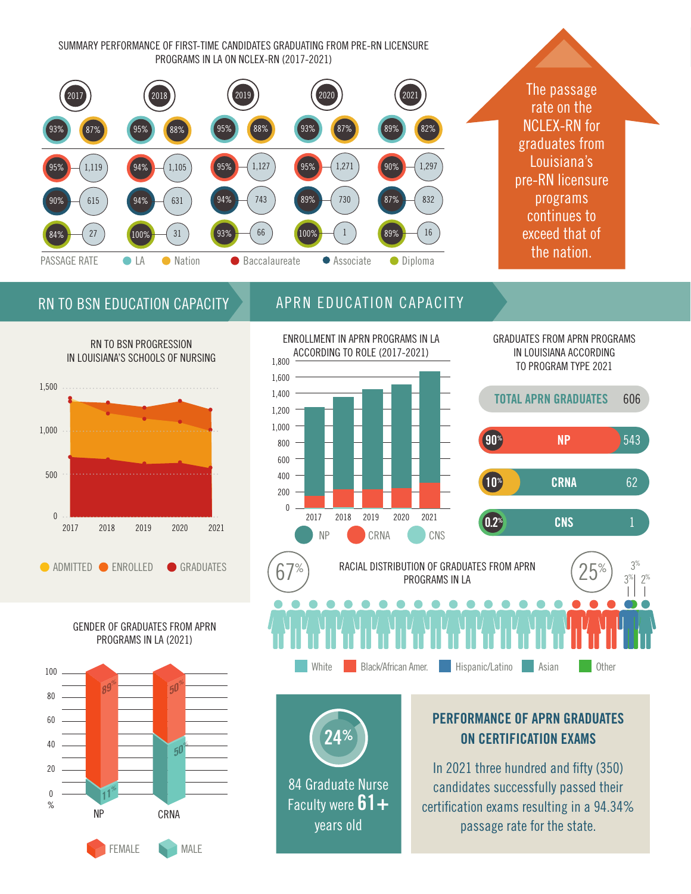## SUMMARY PERFORMANCE OF FIRST-TIME CANDIDATES GRADUATING FROM PRE-RN LICENSURE PROGRAMS IN LA ON NCLEX-RN (2017-2021)

| | 2017 | | 2018 | | 2019 | | 2020 | | 2021 | |
|---|---|---|---|---|---|---|---|---|---|---|
| LA / Nation | 93% | 87% | 95% | 88% | 95% | 88% | 93% | 87% | 89% | 82% |
| Baccalaureate | 95% | 1,119 | 94% | 1,105 | 95% | 1,127 | 95% | 1,271 | 90% | 1,297 |
| Associate | 90% | 615 | 94% | 631 | 94% | 743 | 89% | 730 | 87% | 832 |
| Diploma | 84% | 27 | 100% | 31 | 93% | 66 | 100% | 1 | 89% | 16 |

PASSAGE RATE ● LA ● Nation ● Baccalaureate ● Associate ● Diploma

The passage rate on the NCLEX-RN for graduates from Louisiana's pre-RN licensure programs continues to exceed that of the nation.

## RN TO BSN EDUCATION CAPACITY

### RN TO BSN PROGRESSION IN LOUISIANA'S SCHOOLS OF NURSING

ADMITTED ENROLLED GRADUATES

## APRN EDUCATION CAPACITY

### ENROLLMENT IN APRN PROGRAMS IN LA ACCORDING TO ROLE (2017-2021)

NP CRNA CNS

### GRADUATES FROM APRN PROGRAMS IN LOUISIANA ACCORDING TO PROGRAM TYPE 2021

| | | |
|---|---|---|
| TOTAL APRN GRADUATES | | 606 |
| 90% | NP | 543 |
| 10% | CRNA | 62 |
| 0.2% | CNS | 1 |

### RACIAL DISTRIBUTION OF GRADUATES FROM APRN PROGRAMS IN LA

67% White, 25% Black/African Amer., 3% Hispanic/Latino, 3% Asian, 2% Other

### GENDER OF GRADUATES FROM APRN PROGRAMS IN LA (2021)

| | FEMALE | MALE |
|---|---|---|
| NP | 89% | 11% |
| CRNA | 50% | 50% |

24%

84 Graduate Nurse Faculty were **61+** years old

### PERFORMANCE OF APRN GRADUATES ON CERTIFICATION EXAMS

In 2021 three hundred and fifty (350) candidates successfully passed their certification exams resulting in a 94.34% passage rate for the state.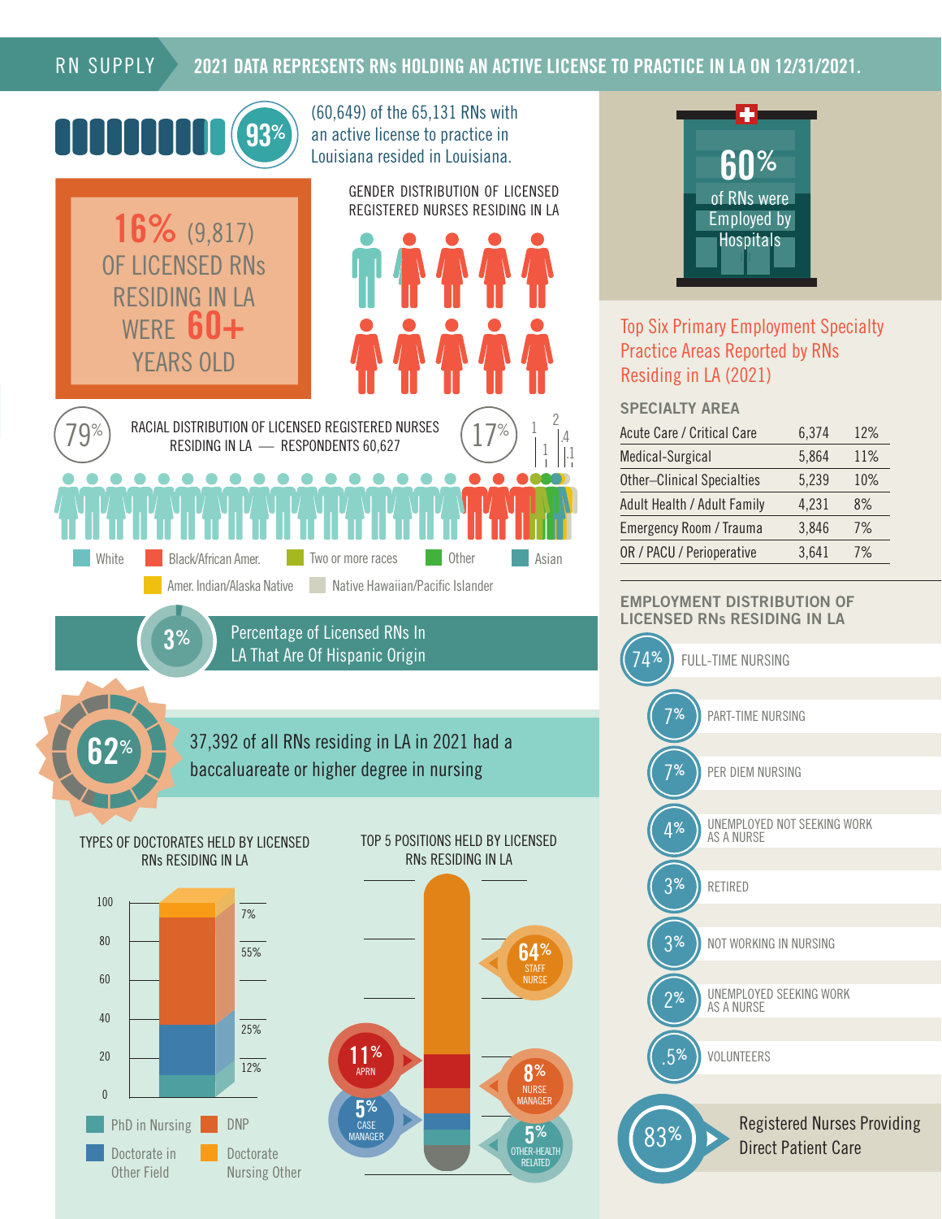## RN SUPPLY

**2021 DATA REPRESENTS RNs HOLDING AN ACTIVE LICENSE TO PRACTICE IN LA ON 12/31/2021.**

**93%** (60,649) of the 65,131 RNs with an active license to practice in Louisiana resided in Louisiana.

**16%** (9,817) OF LICENSED RNs RESIDING IN LA WERE **60+** YEARS OLD

GENDER DISTRIBUTION OF LICENSED REGISTERED NURSES RESIDING IN LA

RACIAL DISTRIBUTION OF LICENSED REGISTERED NURSES RESIDING IN LA — RESPONDENTS 60,627

79% | 17% | 1 | 2 | 1 | .4 | .1

White · Black/African Amer. · Two or more races · Other · Asian · Amer. Indian/Alaska Native · Native Hawaiian/Pacific Islander

**3%** Percentage of Licensed RNs In LA That Are Of Hispanic Origin

**62%** 37,392 of all RNs residing in LA in 2021 had a baccaluareate or higher degree in nursing

### TYPES OF DOCTORATES HELD BY LICENSED RNs RESIDING IN LA

| Type | Percent |
|---|---|
| PhD in Nursing | 12% |
| Doctorate in Other Field | 25% |
| DNP | 55% |
| Doctorate Nursing Other | 7% |

### TOP 5 POSITIONS HELD BY LICENSED RNs RESIDING IN LA

| Position | Percent |
|---|---|
| Staff Nurse | 64% |
| APRN | 11% |
| Nurse Manager | 8% |
| Case Manager | 5% |
| Other-Health Related | 5% |

**60%** of RNs were Employed by Hospitals

### Top Six Primary Employment Specialty Practice Areas Reported by RNs Residing in LA (2021)

| SPECIALTY AREA | | |
|---|---|---|
| Acute Care / Critical Care | 6,374 | 12% |
| Medical-Surgical | 5,864 | 11% |
| Other–Clinical Specialties | 5,239 | 10% |
| Adult Health / Adult Family | 4,231 | 8% |
| Emergency Room / Trauma | 3,846 | 7% |
| OR / PACU / Perioperative | 3,641 | 7% |

### EMPLOYMENT DISTRIBUTION OF LICENSED RNs RESIDING IN LA

| Percent | Status |
|---|---|
| 74% | FULL-TIME NURSING |
| 7% | PART-TIME NURSING |
| 7% | PER DIEM NURSING |
| 4% | UNEMPLOYED NOT SEEKING WORK AS A NURSE |
| 3% | RETIRED |
| 3% | NOT WORKING IN NURSING |
| 2% | UNEMPLOYED SEEKING WORK AS A NURSE |
| .5% | VOLUNTEERS |

**83%** Registered Nurses Providing Direct Patient Care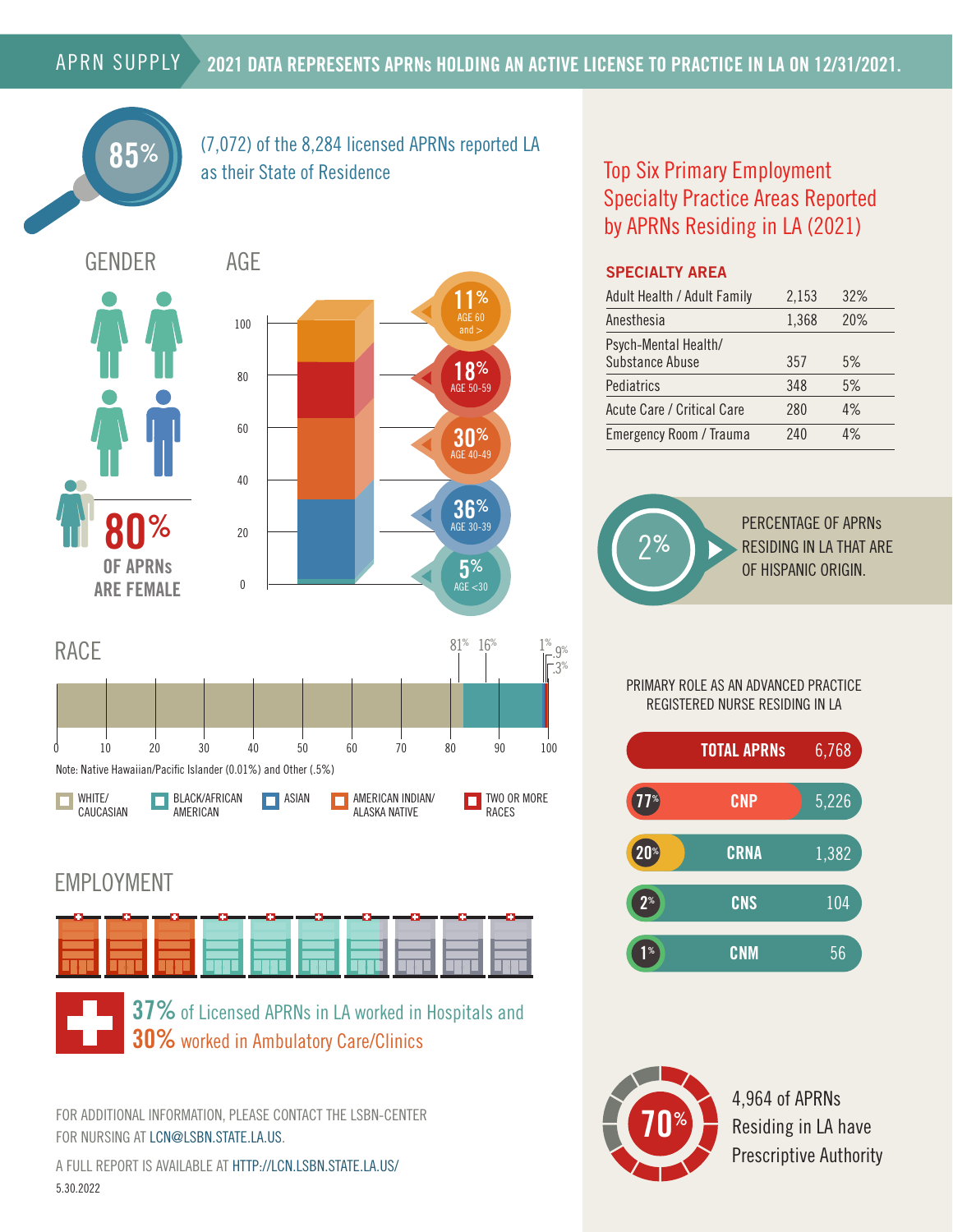# APRN SUPPLY

**2021 DATA REPRESENTS APRNs HOLDING AN ACTIVE LICENSE TO PRACTICE IN LA ON 12/31/2021.**

85%

(7,072) of the 8,284 licensed APRNs reported LA as their State of Residence

## GENDER

80%

OF APRNs ARE FEMALE

## AGE

100
80
60
40
20
0

11% AGE 60 and >
18% AGE 50-59
30% AGE 40-49
36% AGE 30-39
5% AGE <30

## RACE

81%
16%
1%
.9%
.3%

0 10 20 30 40 50 60 70 80 90 100

Note: Native Hawaiian/Pacific Islander (0.01%) and Other (.5%)

WHITE/ CAUCASIAN
BLACK/AFRICAN AMERICAN
ASIAN
AMERICAN INDIAN/ ALASKA NATIVE
TWO OR MORE RACES

## EMPLOYMENT

**37%** of Licensed APRNs in LA worked in Hospitals and **30%** worked in Ambulatory Care/Clinics

## Top Six Primary Employment Specialty Practice Areas Reported by APRNs Residing in LA (2021)

| SPECIALTY AREA | | |
|---|---|---|
| Adult Health / Adult Family | 2,153 | 32% |
| Anesthesia | 1,368 | 20% |
| Psych-Mental Health/ Substance Abuse | 357 | 5% |
| Pediatrics | 348 | 5% |
| Acute Care / Critical Care | 280 | 4% |
| Emergency Room / Trauma | 240 | 4% |

2%

PERCENTAGE OF APRNs RESIDING IN LA THAT ARE OF HISPANIC ORIGIN.

PRIMARY ROLE AS AN ADVANCED PRACTICE REGISTERED NURSE RESIDING IN LA

TOTAL APRNs 6,768
77% CNP 5,226
20% CRNA 1,382
2% CNS 104
1% CNM 56

70%

4,964 of APRNs Residing in LA have Prescriptive Authority

FOR ADDITIONAL INFORMATION, PLEASE CONTACT THE LSBN-CENTER FOR NURSING AT LCN@LSBN.STATE.LA.US.

A FULL REPORT IS AVAILABLE AT HTTP://LCN.LSBN.STATE.LA.US/

5.30.2022